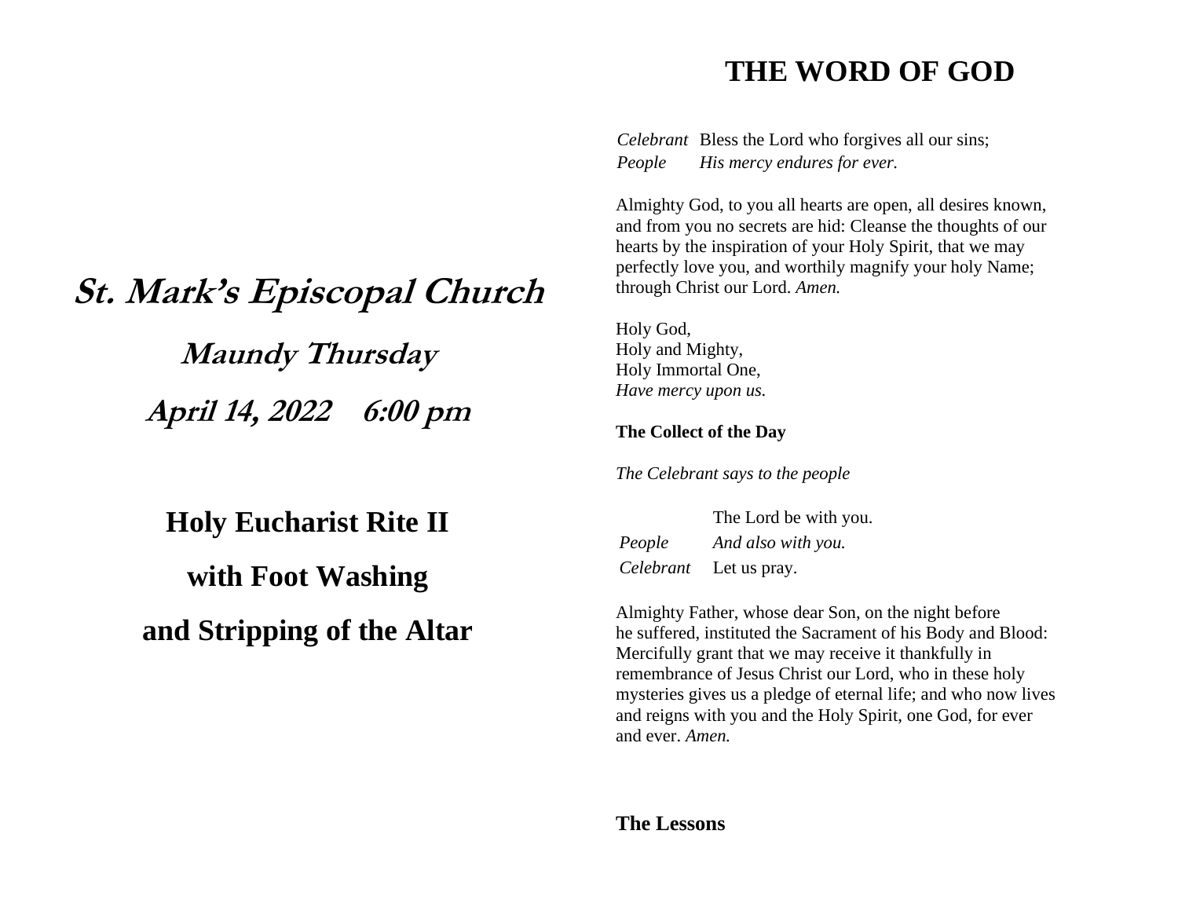# St. Mark's Episcopal Church

## Maundy Thursday

## April 14, 2022    6:00 pm

## Holy Eucharist Rite II

## with Foot Washing

## and Stripping of the Altar

# THE WORD OF GOD

*Celebrant* Bless the Lord who forgives all our sins;
*People* *His mercy endures for ever.*

Almighty God, to you all hearts are open, all desires known, and from you no secrets are hid: Cleanse the thoughts of our hearts by the inspiration of your Holy Spirit, that we may perfectly love you, and worthily magnify your holy Name; through Christ our Lord. *Amen.*

Holy God,
Holy and Mighty,
Holy Immortal One,
*Have mercy upon us.*

**The Collect of the Day**

*The Celebrant says to the people*

The Lord be with you.
*People* *And also with you.*
*Celebrant* Let us pray.

Almighty Father, whose dear Son, on the night before he suffered, instituted the Sacrament of his Body and Blood: Mercifully grant that we may receive it thankfully in remembrance of Jesus Christ our Lord, who in these holy mysteries gives us a pledge of eternal life; and who now lives and reigns with you and the Holy Spirit, one God, for ever and ever. *Amen.*

**The Lessons**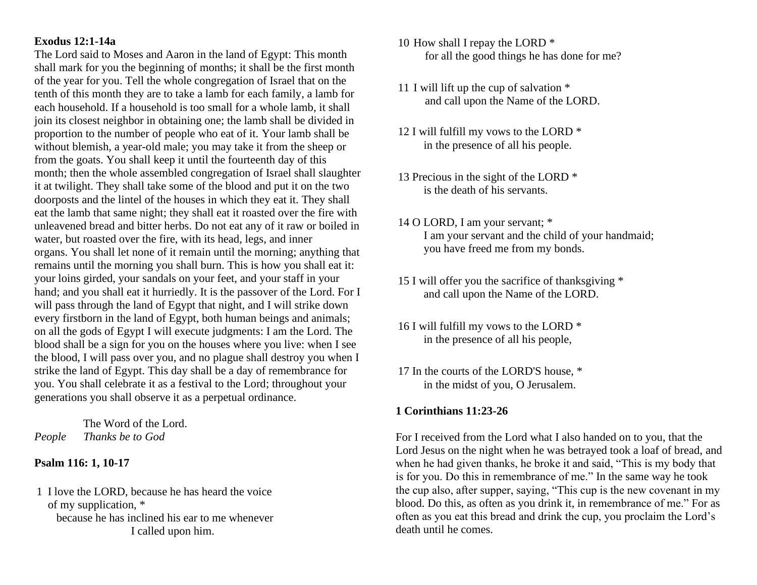**Exodus 12:1-14a**

The Lord said to Moses and Aaron in the land of Egypt: This month shall mark for you the beginning of months; it shall be the first month of the year for you. Tell the whole congregation of Israel that on the tenth of this month they are to take a lamb for each family, a lamb for each household. If a household is too small for a whole lamb, it shall join its closest neighbor in obtaining one; the lamb shall be divided in proportion to the number of people who eat of it. Your lamb shall be without blemish, a year-old male; you may take it from the sheep or from the goats. You shall keep it until the fourteenth day of this month; then the whole assembled congregation of Israel shall slaughter it at twilight. They shall take some of the blood and put it on the two doorposts and the lintel of the houses in which they eat it. They shall eat the lamb that same night; they shall eat it roasted over the fire with unleavened bread and bitter herbs. Do not eat any of it raw or boiled in water, but roasted over the fire, with its head, legs, and inner organs. You shall let none of it remain until the morning; anything that remains until the morning you shall burn. This is how you shall eat it: your loins girded, your sandals on your feet, and your staff in your hand; and you shall eat it hurriedly. It is the passover of the Lord. For I will pass through the land of Egypt that night, and I will strike down every firstborn in the land of Egypt, both human beings and animals; on all the gods of Egypt I will execute judgments: I am the Lord. The blood shall be a sign for you on the houses where you live: when I see the blood, I will pass over you, and no plague shall destroy you when I strike the land of Egypt. This day shall be a day of remembrance for you. You shall celebrate it as a festival to the Lord; throughout your generations you shall observe it as a perpetual ordinance.

The Word of the Lord.
*People* *Thanks be to God*

**Psalm 116: 1, 10-17**

1 I love the LORD, because he has heard the voice of my supplication, *
because he has inclined his ear to me whenever I called upon him.

10 How shall I repay the LORD *
for all the good things he has done for me?

11 I will lift up the cup of salvation *
and call upon the Name of the LORD.

12 I will fulfill my vows to the LORD *
in the presence of all his people.

13 Precious in the sight of the LORD *
is the death of his servants.

14 O LORD, I am your servant; *
I am your servant and the child of your handmaid;
you have freed me from my bonds.

15 I will offer you the sacrifice of thanksgiving *
and call upon the Name of the LORD.

16 I will fulfill my vows to the LORD *
in the presence of all his people,

17 In the courts of the LORD'S house, *
in the midst of you, O Jerusalem.

**1 Corinthians 11:23-26**

For I received from the Lord what I also handed on to you, that the Lord Jesus on the night when he was betrayed took a loaf of bread, and when he had given thanks, he broke it and said, "This is my body that is for you. Do this in remembrance of me." In the same way he took the cup also, after supper, saying, "This cup is the new covenant in my blood. Do this, as often as you drink it, in remembrance of me." For as often as you eat this bread and drink the cup, you proclaim the Lord's death until he comes.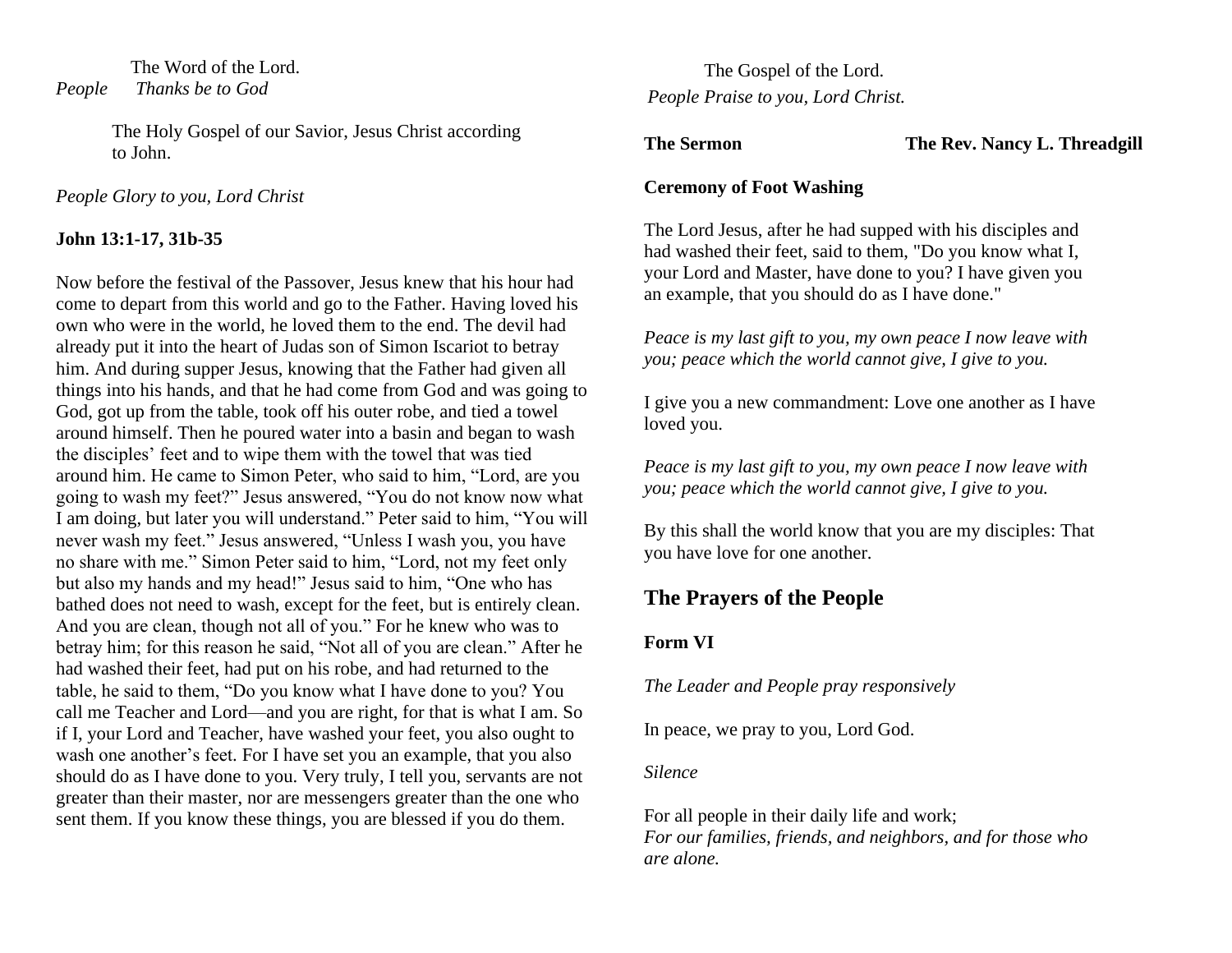The Word of the Lord.

*People Thanks be to God*

The Holy Gospel of our Savior, Jesus Christ according to John.

*People Glory to you, Lord Christ*

**John 13:1-17, 31b-35**

Now before the festival of the Passover, Jesus knew that his hour had come to depart from this world and go to the Father. Having loved his own who were in the world, he loved them to the end. The devil had already put it into the heart of Judas son of Simon Iscariot to betray him. And during supper Jesus, knowing that the Father had given all things into his hands, and that he had come from God and was going to God, got up from the table, took off his outer robe, and tied a towel around himself. Then he poured water into a basin and began to wash the disciples' feet and to wipe them with the towel that was tied around him. He came to Simon Peter, who said to him, "Lord, are you going to wash my feet?" Jesus answered, "You do not know now what I am doing, but later you will understand." Peter said to him, "You will never wash my feet." Jesus answered, "Unless I wash you, you have no share with me." Simon Peter said to him, "Lord, not my feet only but also my hands and my head!" Jesus said to him, "One who has bathed does not need to wash, except for the feet, but is entirely clean. And you are clean, though not all of you." For he knew who was to betray him; for this reason he said, "Not all of you are clean." After he had washed their feet, had put on his robe, and had returned to the table, he said to them, "Do you know what I have done to you? You call me Teacher and Lord—and you are right, for that is what I am. So if I, your Lord and Teacher, have washed your feet, you also ought to wash one another's feet. For I have set you an example, that you also should do as I have done to you. Very truly, I tell you, servants are not greater than their master, nor are messengers greater than the one who sent them. If you know these things, you are blessed if you do them.

The Gospel of the Lord.

*People Praise to you, Lord Christ.*

**The Sermon** **The Rev. Nancy L. Threadgill**

**Ceremony of Foot Washing**

The Lord Jesus, after he had supped with his disciples and had washed their feet, said to them, "Do you know what I, your Lord and Master, have done to you? I have given you an example, that you should do as I have done."

*Peace is my last gift to you, my own peace I now leave with you; peace which the world cannot give, I give to you.*

I give you a new commandment: Love one another as I have loved you.

*Peace is my last gift to you, my own peace I now leave with you; peace which the world cannot give, I give to you.*

By this shall the world know that you are my disciples: That you have love for one another.

## The Prayers of the People

**Form VI**

*The Leader and People pray responsively*

In peace, we pray to you, Lord God.

*Silence*

For all people in their daily life and work;

*For our families, friends, and neighbors, and for those who are alone.*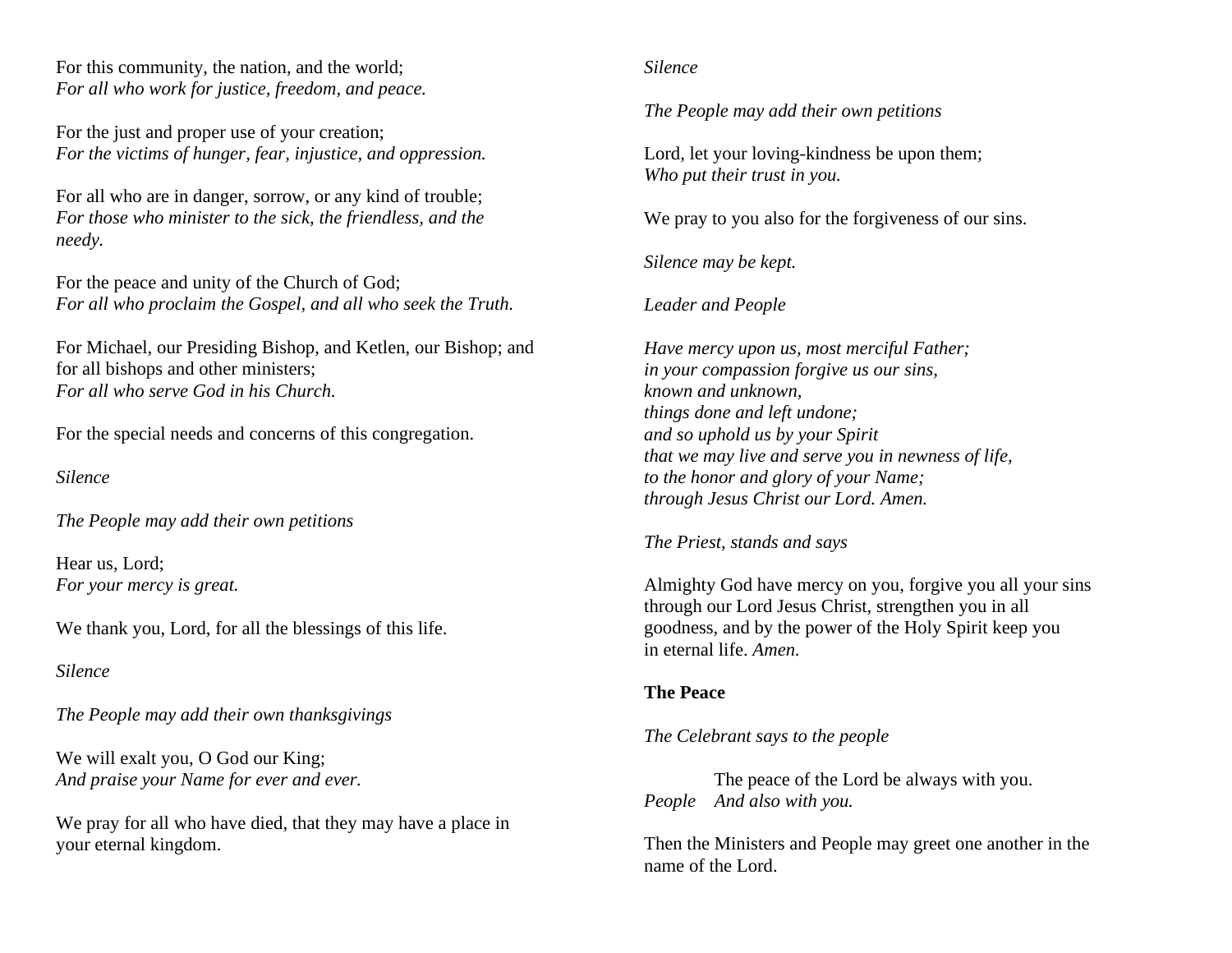For this community, the nation, and the world;
*For all who work for justice, freedom, and peace.*

For the just and proper use of your creation;
*For the victims of hunger, fear, injustice, and oppression.*

For all who are in danger, sorrow, or any kind of trouble;
*For those who minister to the sick, the friendless, and the needy.*

For the peace and unity of the Church of God;
*For all who proclaim the Gospel, and all who seek the Truth.*

For Michael, our Presiding Bishop, and Ketlen, our Bishop; and for all bishops and other ministers;
*For all who serve God in his Church.*

For the special needs and concerns of this congregation.

*Silence*

*The People may add their own petitions*

Hear us, Lord;
*For your mercy is great.*

We thank you, Lord, for all the blessings of this life.

*Silence*

*The People may add their own thanksgivings*

We will exalt you, O God our King;
*And praise your Name for ever and ever.*

We pray for all who have died, that they may have a place in your eternal kingdom.

*Silence*

*The People may add their own petitions*

Lord, let your loving-kindness be upon them;
*Who put their trust in you.*

We pray to you also for the forgiveness of our sins.

*Silence may be kept.*

*Leader and People*

*Have mercy upon us, most merciful Father;*
*in your compassion forgive us our sins,*
*known and unknown,*
*things done and left undone;*
*and so uphold us by your Spirit*
*that we may live and serve you in newness of life,*
*to the honor and glory of your Name;*
*through Jesus Christ our Lord. Amen.*

*The Priest, stands and says*

Almighty God have mercy on you, forgive you all your sins through our Lord Jesus Christ, strengthen you in all goodness, and by the power of the Holy Spirit keep you in eternal life. *Amen.*

**The Peace**

*The Celebrant says to the people*

The peace of the Lord be always with you.
*People* *And also with you.*

Then the Ministers and People may greet one another in the name of the Lord.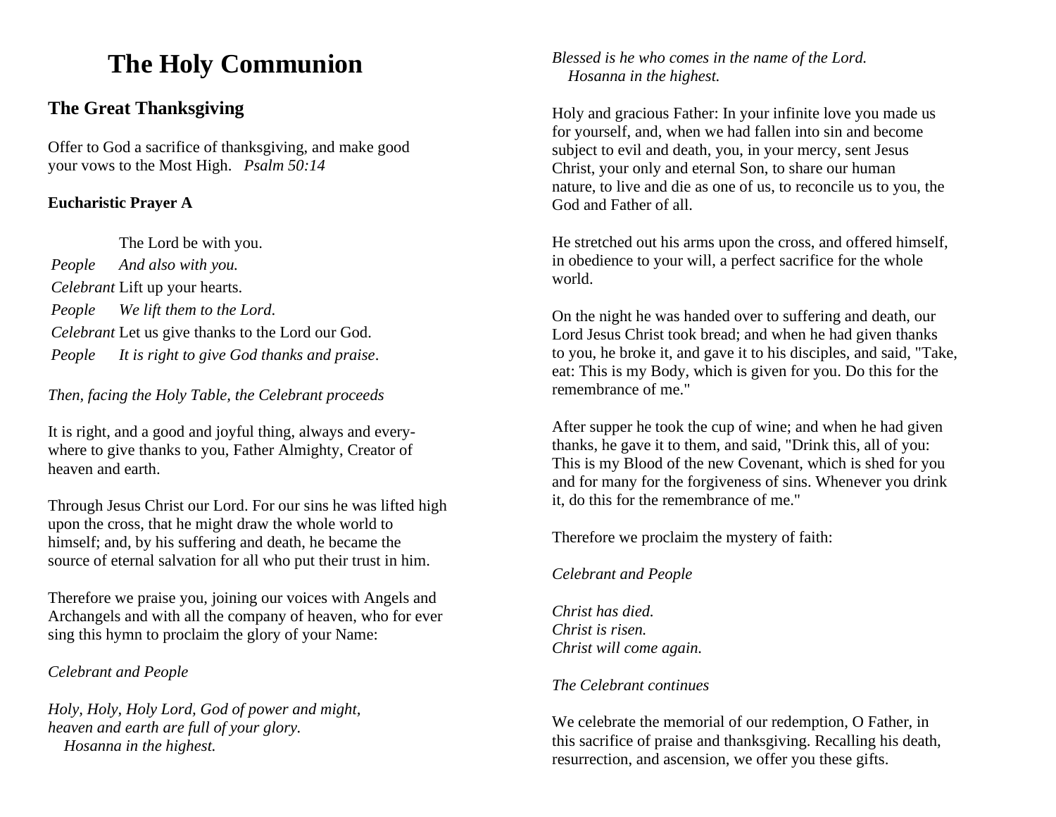# The Holy Communion

## The Great Thanksgiving

Offer to God a sacrifice of thanksgiving, and make good your vows to the Most High. *Psalm 50:14*

### Eucharistic Prayer A

| | |
|---|---|
| | The Lord be with you. |
| *People* | *And also with you.* |
| *Celebrant* | Lift up your hearts. |
| *People* | *We lift them to the Lord*. |
| *Celebrant* | Let us give thanks to the Lord our God. |
| *People* | *It is right to give God thanks and praise*. |

*Then, facing the Holy Table, the Celebrant proceeds*

It is right, and a good and joyful thing, always and everywhere to give thanks to you, Father Almighty, Creator of heaven and earth.

Through Jesus Christ our Lord. For our sins he was lifted high upon the cross, that he might draw the whole world to himself; and, by his suffering and death, he became the source of eternal salvation for all who put their trust in him.

Therefore we praise you, joining our voices with Angels and Archangels and with all the company of heaven, who for ever sing this hymn to proclaim the glory of your Name:

*Celebrant and People*

*Holy, Holy, Holy Lord, God of power and might,*
*heaven and earth are full of your glory.*
*Hosanna in the highest.*
*Blessed is he who comes in the name of the Lord.*
*Hosanna in the highest.*

Holy and gracious Father: In your infinite love you made us for yourself, and, when we had fallen into sin and become subject to evil and death, you, in your mercy, sent Jesus Christ, your only and eternal Son, to share our human nature, to live and die as one of us, to reconcile us to you, the God and Father of all.

He stretched out his arms upon the cross, and offered himself, in obedience to your will, a perfect sacrifice for the whole world.

On the night he was handed over to suffering and death, our Lord Jesus Christ took bread; and when he had given thanks to you, he broke it, and gave it to his disciples, and said, "Take, eat: This is my Body, which is given for you. Do this for the remembrance of me."

After supper he took the cup of wine; and when he had given thanks, he gave it to them, and said, "Drink this, all of you: This is my Blood of the new Covenant, which is shed for you and for many for the forgiveness of sins. Whenever you drink it, do this for the remembrance of me."

Therefore we proclaim the mystery of faith:

*Celebrant and People*

*Christ has died.*
*Christ is risen.*
*Christ will come again.*

*The Celebrant continues*

We celebrate the memorial of our redemption, O Father, in this sacrifice of praise and thanksgiving. Recalling his death, resurrection, and ascension, we offer you these gifts.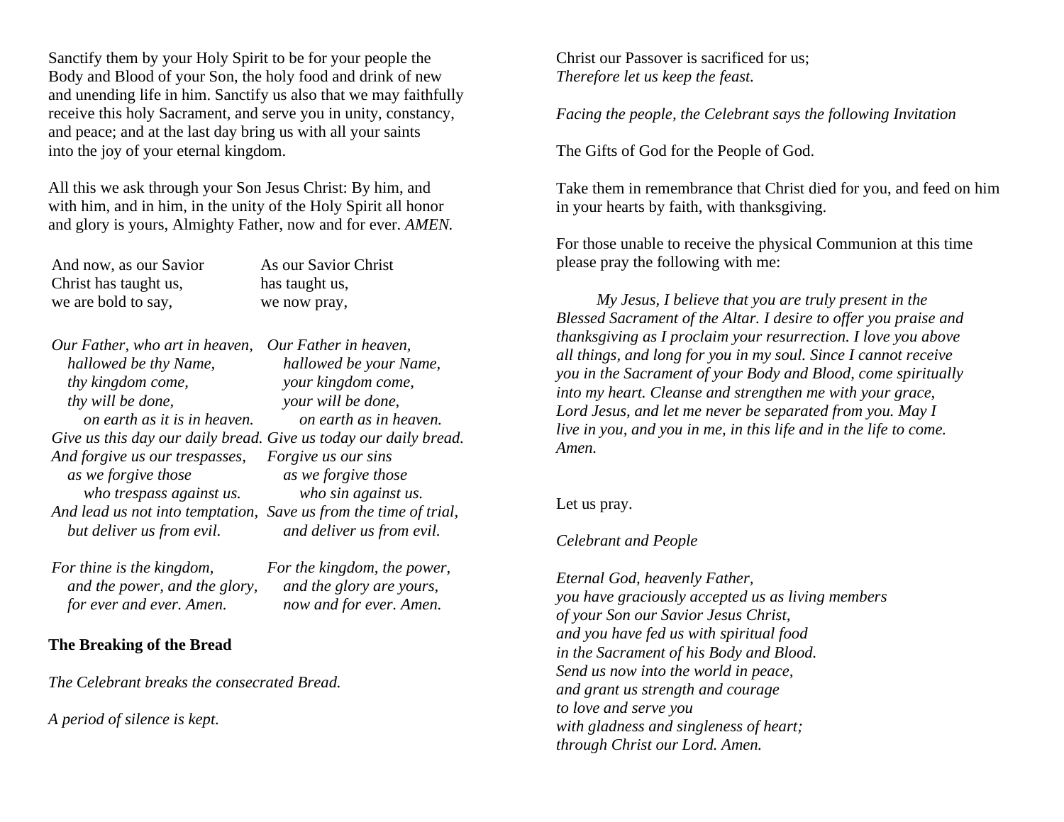Sanctify them by your Holy Spirit to be for your people the Body and Blood of your Son, the holy food and drink of new and unending life in him. Sanctify us also that we may faithfully receive this holy Sacrament, and serve you in unity, constancy, and peace; and at the last day bring us with all your saints into the joy of your eternal kingdom.

All this we ask through your Son Jesus Christ: By him, and with him, and in him, in the unity of the Holy Spirit all honor and glory is yours, Almighty Father, now and for ever. *AMEN.*

| | |
|---|---|
| And now, as our Savior Christ has taught us, we are bold to say, | As our Savior Christ has taught us, we now pray, |
| *Our Father, who art in heaven,*<br>*hallowed be thy Name,*<br>*thy kingdom come,*<br>*thy will be done,*<br>*on earth as it is in heaven.*<br>*Give us this day our daily bread.*<br>*And forgive us our trespasses,*<br>*as we forgive those*<br>*who trespass against us.*<br>*And lead us not into temptation,*<br>*but deliver us from evil.* | *Our Father in heaven,*<br>*hallowed be your Name,*<br>*your kingdom come,*<br>*your will be done,*<br>*on earth as in heaven.*<br>*Give us today our daily bread.*<br>*Forgive us our sins*<br>*as we forgive those*<br>*who sin against us.*<br>*Save us from the time of trial,*<br>*and deliver us from evil.* |
| *For thine is the kingdom,*<br>*and the power, and the glory,*<br>*for ever and ever. Amen.* | *For the kingdom, the power,*<br>*and the glory are yours,*<br>*now and for ever. Amen.* |

**The Breaking of the Bread**

*The Celebrant breaks the consecrated Bread.*

*A period of silence is kept.*

Christ our Passover is sacrificed for us;  
*Therefore let us keep the feast.*

*Facing the people, the Celebrant says the following Invitation*

The Gifts of God for the People of God.

Take them in remembrance that Christ died for you, and feed on him in your hearts by faith, with thanksgiving.

For those unable to receive the physical Communion at this time please pray the following with me:

*My Jesus, I believe that you are truly present in the Blessed Sacrament of the Altar. I desire to offer you praise and thanksgiving as I proclaim your resurrection. I love you above all things, and long for you in my soul. Since I cannot receive you in the Sacrament of your Body and Blood, come spiritually into my heart. Cleanse and strengthen me with your grace, Lord Jesus, and let me never be separated from you. May I live in you, and you in me, in this life and in the life to come. Amen.*

Let us pray.

*Celebrant and People*

*Eternal God, heavenly Father,*  
*you have graciously accepted us as living members*  
*of your Son our Savior Jesus Christ,*  
*and you have fed us with spiritual food*  
*in the Sacrament of his Body and Blood.*  
*Send us now into the world in peace,*  
*and grant us strength and courage*  
*to love and serve you*  
*with gladness and singleness of heart;*  
*through Christ our Lord. Amen.*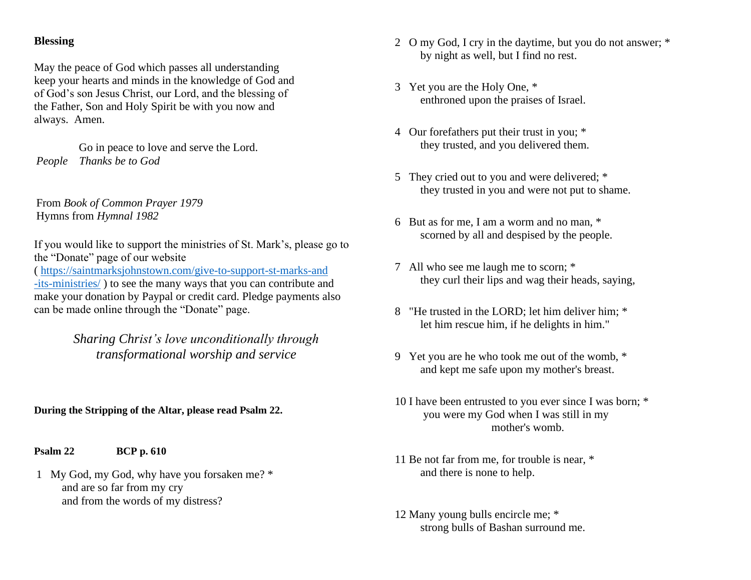**Blessing**

May the peace of God which passes all understanding keep your hearts and minds in the knowledge of God and of God's son Jesus Christ, our Lord, and the blessing of the Father, Son and Holy Spirit be with you now and always.  Amen.

Go in peace to love and serve the Lord.
*People*  *Thanks be to God*

From *Book of Common Prayer 1979*
Hymns from *Hymnal 1982*

If you would like to support the ministries of St. Mark's, please go to the "Donate" page of our website ( https://saintmarksjohnstown.com/give-to-support-st-marks-and-its-ministries/ ) to see the many ways that you can contribute and make your donation by Paypal or credit card. Pledge payments also can be made online through the "Donate" page.

*Sharing Christ's love unconditionally through transformational worship and service*

**During the Stripping of the Altar, please read Psalm 22.**

**Psalm 22**  **BCP p. 610**

1 My God, my God, why have you forsaken me? *
  and are so far from my cry
  and from the words of my distress?

2 O my God, I cry in the daytime, but you do not answer; *
  by night as well, but I find no rest.

3 Yet you are the Holy One, *
  enthroned upon the praises of Israel.

4 Our forefathers put their trust in you; *
  they trusted, and you delivered them.

5 They cried out to you and were delivered; *
  they trusted in you and were not put to shame.

6 But as for me, I am a worm and no man, *
  scorned by all and despised by the people.

7 All who see me laugh me to scorn; *
  they curl their lips and wag their heads, saying,

8 "He trusted in the LORD; let him deliver him; *
  let him rescue him, if he delights in him."

9 Yet you are he who took me out of the womb, *
  and kept me safe upon my mother's breast.

10 I have been entrusted to you ever since I was born; *
  you were my God when I was still in my mother's womb.

11 Be not far from me, for trouble is near, *
  and there is none to help.

12 Many young bulls encircle me; *
  strong bulls of Bashan surround me.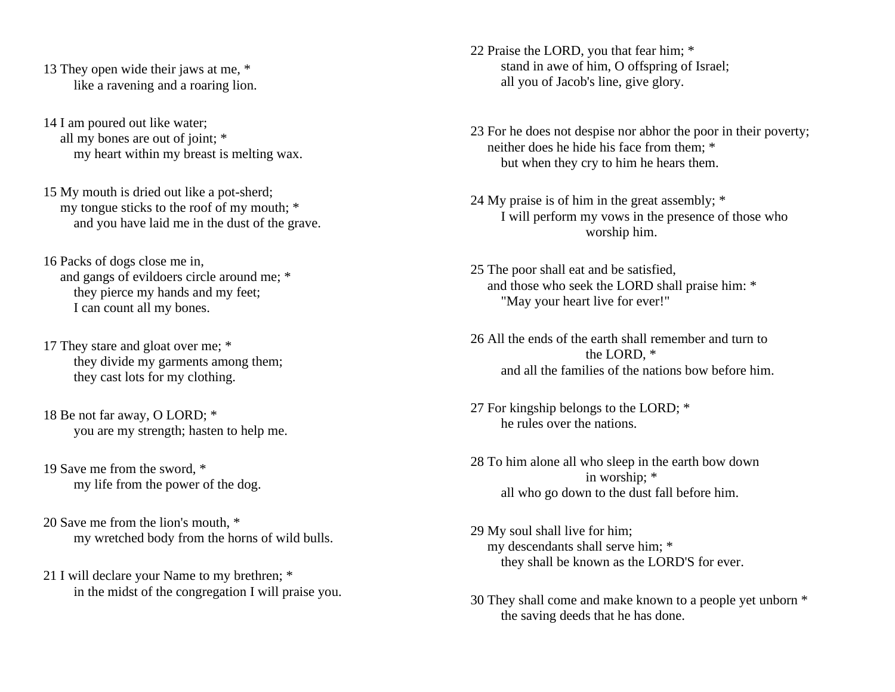13 They open wide their jaws at me, *
like a ravening and a roaring lion.

14 I am poured out like water;
all my bones are out of joint; *
my heart within my breast is melting wax.

15 My mouth is dried out like a pot-sherd;
my tongue sticks to the roof of my mouth; *
and you have laid me in the dust of the grave.

16 Packs of dogs close me in,
and gangs of evildoers circle around me; *
they pierce my hands and my feet;
I can count all my bones.

17 They stare and gloat over me; *
they divide my garments among them;
they cast lots for my clothing.

18 Be not far away, O LORD; *
you are my strength; hasten to help me.

19 Save me from the sword, *
my life from the power of the dog.

20 Save me from the lion's mouth, *
my wretched body from the horns of wild bulls.

21 I will declare your Name to my brethren; *
in the midst of the congregation I will praise you.

22 Praise the LORD, you that fear him; *
stand in awe of him, O offspring of Israel;
all you of Jacob's line, give glory.

23 For he does not despise nor abhor the poor in their poverty;
neither does he hide his face from them; *
but when they cry to him he hears them.

24 My praise is of him in the great assembly; *
I will perform my vows in the presence of those who worship him.

25 The poor shall eat and be satisfied,
and those who seek the LORD shall praise him: *
"May your heart live for ever!"

26 All the ends of the earth shall remember and turn to the LORD, *
and all the families of the nations bow before him.

27 For kingship belongs to the LORD; *
he rules over the nations.

28 To him alone all who sleep in the earth bow down in worship; *
all who go down to the dust fall before him.

29 My soul shall live for him;
my descendants shall serve him; *
they shall be known as the LORD'S for ever.

30 They shall come and make known to a people yet unborn *
the saving deeds that he has done.